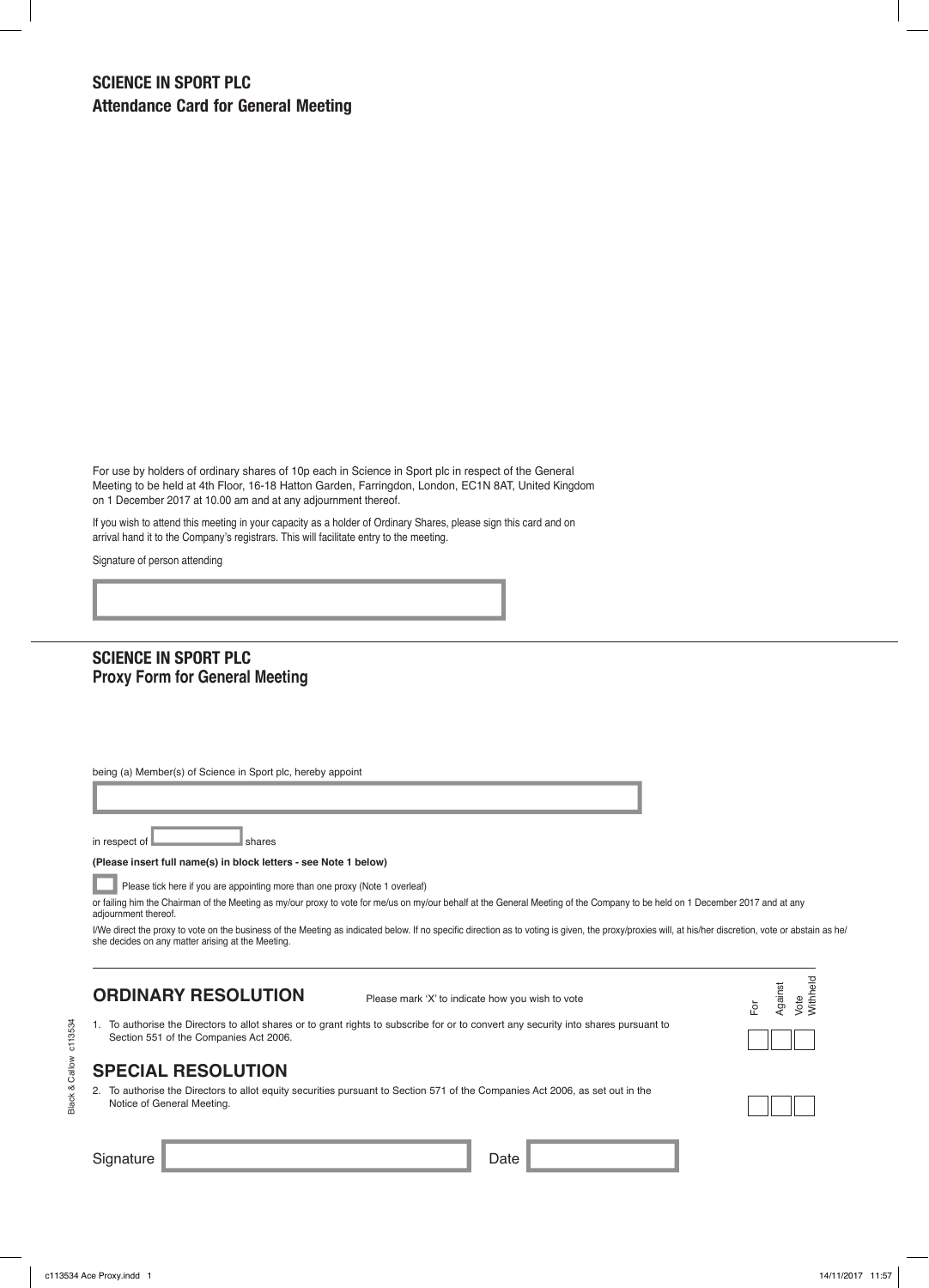## SCIENCE IN SPORT PLC
**Attendance Card for General Meeting**

For use by holders of ordinary shares of 10p each in Science in Sport plc in respect of the General Meeting to be held at 4th Floor, 16-18 Hatton Garden, Farringdon, London, EC1N 8AT, United Kingdom on 1 December 2017 at 10.00 am and at any adjournment thereof.

If you wish to attend this meeting in your capacity as a holder of Ordinary Shares, please sign this card and on arrival hand it to the Company's registrars. This will facilitate entry to the meeting.

Signature of person attending

---

## SCIENCE IN SPORT PLC
**Proxy Form for General Meeting**

being (a) Member(s) of Science in Sport plc, hereby appoint

in respect of ______ shares

**(Please insert full name(s) in block letters - see Note 1 below)**

☐ Please tick here if you are appointing more than one proxy (Note 1 overleaf)

or failing him the Chairman of the Meeting as my/our proxy to vote for me/us on my/our behalf at the General Meeting of the Company to be held on 1 December 2017 and at any adjournment thereof.

I/We direct the proxy to vote on the business of the Meeting as indicated below. If no specific direction as to voting is given, the proxy/proxies will, at his/her discretion, vote or abstain as he/she decides on any matter arising at the Meeting.

| | For | Against | Vote Withheld |
|---|---|---|---|
| **ORDINARY RESOLUTION** Please mark 'X' to indicate how you wish to vote | | | |
| 1. To authorise the Directors to allot shares or to grant rights to subscribe for or to convert any security into shares pursuant to Section 551 of the Companies Act 2006. | | | |
| **SPECIAL RESOLUTION** | | | |
| 2. To authorise the Directors to allot equity securities pursuant to Section 571 of the Companies Act 2006, as set out in the Notice of General Meeting. | | | |

Signature ______ Date ______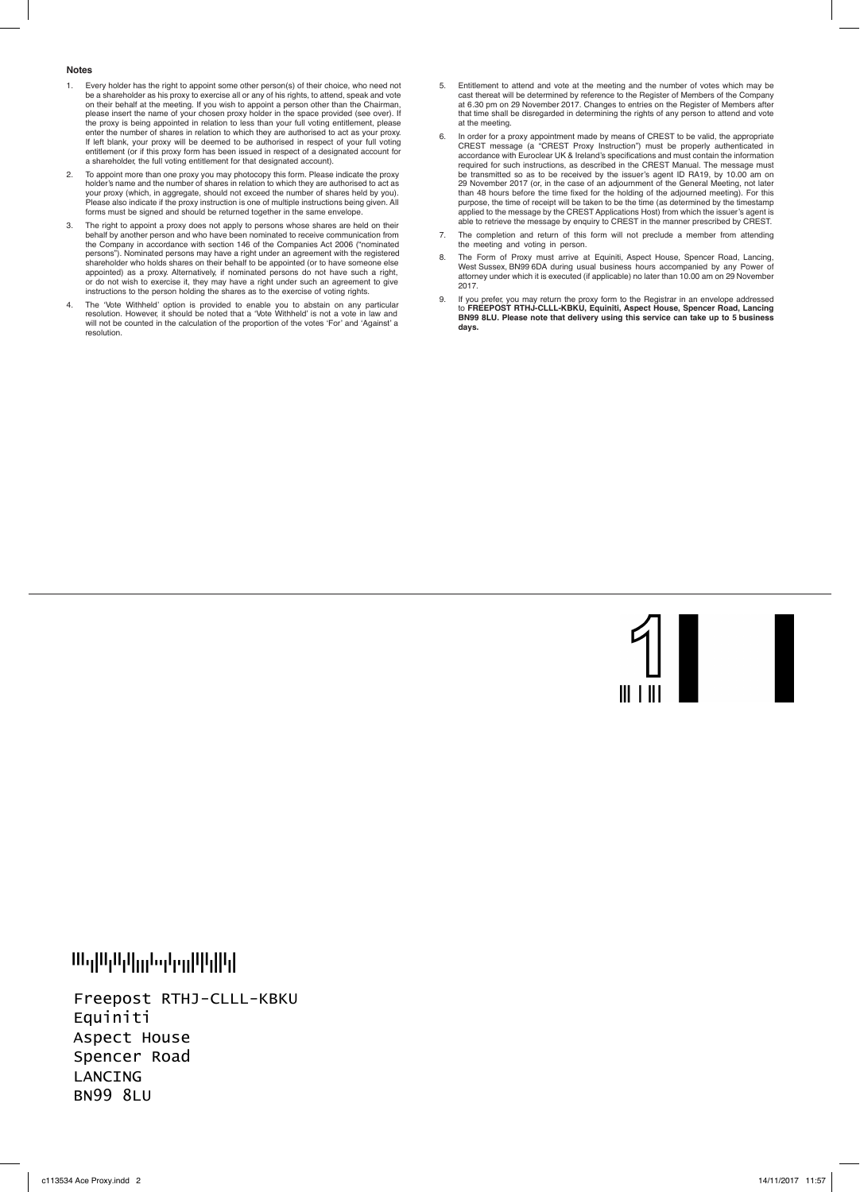**Notes**

1. Every holder has the right to appoint some other person(s) of their choice, who need not be a shareholder as his proxy to exercise all or any of his rights, to attend, speak and vote on their behalf at the meeting. If you wish to appoint a person other than the Chairman, please insert the name of your chosen proxy holder in the space provided (see over). If the proxy is being appointed in relation to less than your full voting entitlement, please enter the number of shares in relation to which they are authorised to act as your proxy. If left blank, your proxy will be deemed to be authorised in respect of your full voting entitlement (or if this proxy form has been issued in respect of a designated account for a shareholder, the full voting entitlement for that designated account).
2. To appoint more than one proxy you may photocopy this form. Please indicate the proxy holder's name and the number of shares in relation to which they are authorised to act as your proxy (which, in aggregate, should not exceed the number of shares held by you). Please also indicate if the proxy instruction is one of multiple instructions being given. All forms must be signed and should be returned together in the same envelope.
3. The right to appoint a proxy does not apply to persons whose shares are held on their behalf by another person and who have been nominated to receive communication from the Company in accordance with section 146 of the Companies Act 2006 ("nominated persons"). Nominated persons may have a right under an agreement with the registered shareholder who holds shares on their behalf to be appointed (or to have someone else appointed) as a proxy. Alternatively, if nominated persons do not have such a right, or do not wish to exercise it, they may have a right under such an agreement to give instructions to the person holding the shares as to the exercise of voting rights.
4. The 'Vote Withheld' option is provided to enable you to abstain on any particular resolution. However, it should be noted that a 'Vote Withheld' is not a vote in law and will not be counted in the calculation of the proportion of the votes 'For' and 'Against' a resolution.
5. Entitlement to attend and vote at the meeting and the number of votes which may be cast thereat will be determined by reference to the Register of Members of the Company at 6.30 pm on 29 November 2017. Changes to entries on the Register of Members after that time shall be disregarded in determining the rights of any person to attend and vote at the meeting.
6. In order for a proxy appointment made by means of CREST to be valid, the appropriate CREST message (a "CREST Proxy Instruction") must be properly authenticated in accordance with Euroclear UK & Ireland's specifications and must contain the information required for such instructions, as described in the CREST Manual. The message must be transmitted so as to be received by the issuer's agent ID RA19, by 10.00 am on 29 November 2017 (or, in the case of an adjournment of the General Meeting, not later than 48 hours before the time fixed for the holding of the adjourned meeting). For this purpose, the time of receipt will be taken to be the time (as determined by the timestamp applied to the message by the CREST Applications Host) from which the issuer's agent is able to retrieve the message by enquiry to CREST in the manner prescribed by CREST.
7. The completion and return of this form will not preclude a member from attending the meeting and voting in person.
8. The Form of Proxy must arrive at Equiniti, Aspect House, Spencer Road, Lancing, West Sussex, BN99 6DA during usual business hours accompanied by any Power of attorney under which it is executed (if applicable) no later than 10.00 am on 29 November 2017.
9. If you prefer, you may return the proxy form to the Registrar in an envelope addressed to **FREEPOST RTHJ-CLLL-KBKU, Equiniti, Aspect House, Spencer Road, Lancing BN99 8LU. Please note that delivery using this service can take up to 5 business days.**

Freepost RTHJ-CLLL-KBKU
Equiniti
Aspect House
Spencer Road
LANCING
BN99 8LU